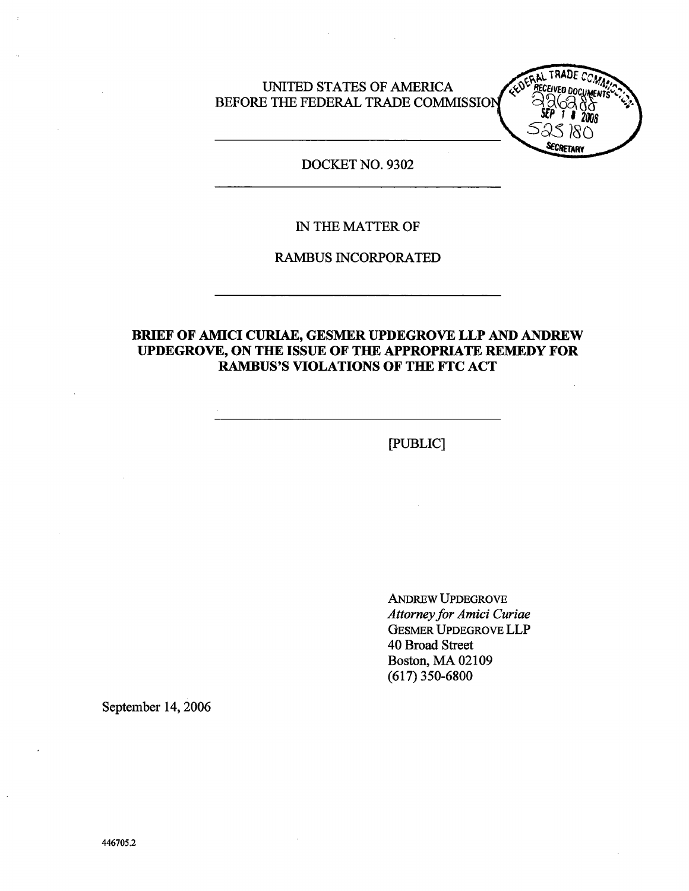UNITED STATES OF AMERICA
BEFORE THE FEDERAL TRADE COMMISSION

FEDERAL TRADE COMMISSION
RECEIVED DOCUMENTS
226288
SEP 1 8 2006
525180
SECRETARY

---

DOCKET NO. 9302

---

IN THE MATTER OF

RAMBUS INCORPORATED

---

**BRIEF OF AMICI CURIAE, GESMER UPDEGROVE LLP AND ANDREW UPDEGROVE, ON THE ISSUE OF THE APPROPRIATE REMEDY FOR RAMBUS'S VIOLATIONS OF THE FTC ACT**

---

[PUBLIC]

ANDREW UPDEGROVE
*Attorney for Amici Curiae*
GESMER UPDEGROVE LLP
40 Broad Street
Boston, MA 02109
(617) 350-6800

September 14, 2006

446705.2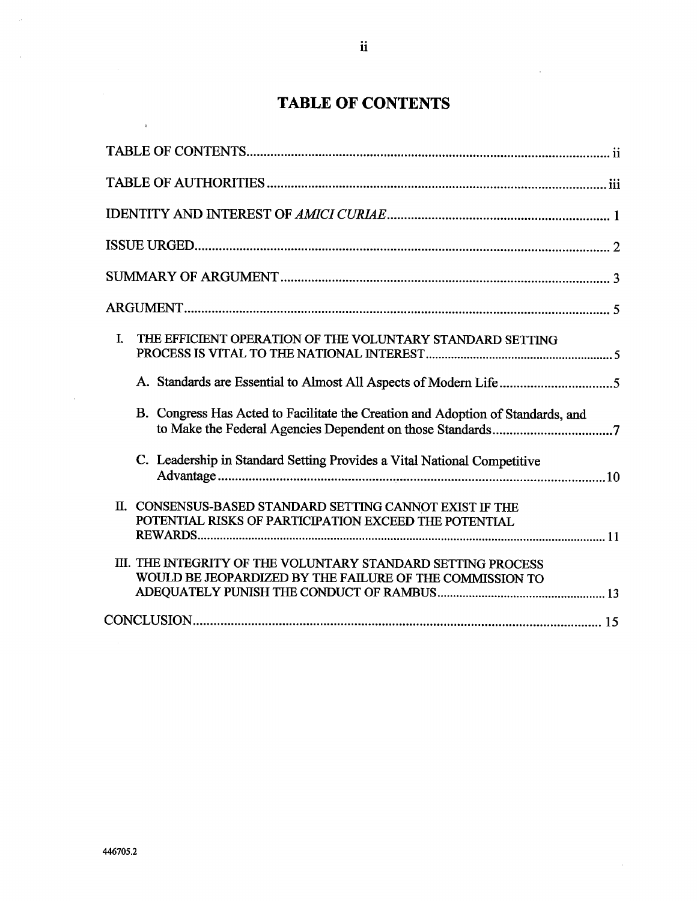# TABLE OF CONTENTS

TABLE OF CONTENTS .......... ii

TABLE OF AUTHORITIES .......... iii

IDENTITY AND INTEREST OF *AMICI CURIAE* .......... 1

ISSUE URGED .......... 2

SUMMARY OF ARGUMENT .......... 3

ARGUMENT .......... 5

I. THE EFFICIENT OPERATION OF THE VOLUNTARY STANDARD SETTING PROCESS IS VITAL TO THE NATIONAL INTEREST .......... 5

   A. Standards are Essential to Almost All Aspects of Modern Life .......... 5

   B. Congress Has Acted to Facilitate the Creation and Adoption of Standards, and to Make the Federal Agencies Dependent on those Standards .......... 7

   C. Leadership in Standard Setting Provides a Vital National Competitive Advantage .......... 10

II. CONSENSUS-BASED STANDARD SETTING CANNOT EXIST IF THE POTENTIAL RISKS OF PARTICIPATION EXCEED THE POTENTIAL REWARDS .......... 11

III. THE INTEGRITY OF THE VOLUNTARY STANDARD SETTING PROCESS WOULD BE JEOPARDIZED BY THE FAILURE OF THE COMMISSION TO ADEQUATELY PUNISH THE CONDUCT OF RAMBUS .......... 13

CONCLUSION .......... 15

446705.2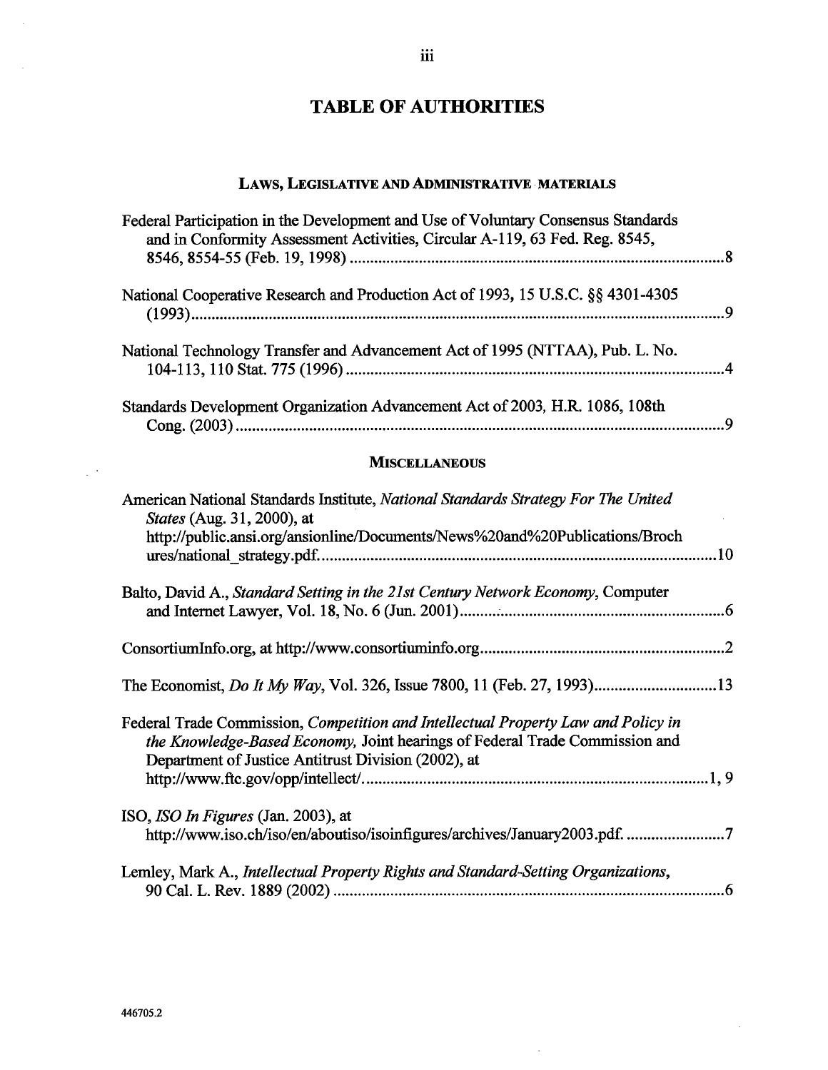# TABLE OF AUTHORITIES

## LAWS, LEGISLATIVE AND ADMINISTRATIVE MATERIALS

Federal Participation in the Development and Use of Voluntary Consensus Standards and in Conformity Assessment Activities, Circular A-119, 63 Fed. Reg. 8545, 8546, 8554-55 (Feb. 19, 1998) ........................................ 8

National Cooperative Research and Production Act of 1993, 15 U.S.C. §§ 4301-4305 (1993) ........................................ 9

National Technology Transfer and Advancement Act of 1995 (NTTAA), Pub. L. No. 104-113, 110 Stat. 775 (1996) ........................................ 4

Standards Development Organization Advancement Act of 2003, H.R. 1086, 108th Cong. (2003) ........................................ 9

## MISCELLANEOUS

American National Standards Institute, *National Standards Strategy For The United States* (Aug. 31, 2000), at http://public.ansi.org/ansionline/Documents/News%20and%20Publications/Brochures/national_strategy.pdf ........................................ 10

Balto, David A., *Standard Setting in the 21st Century Network Economy*, Computer and Internet Lawyer, Vol. 18, No. 6 (Jun. 2001) ........................................ 6

ConsortiumInfo.org, at http://www.consortiuminfo.org ........................................ 2

The Economist, *Do It My Way*, Vol. 326, Issue 7800, 11 (Feb. 27, 1993) ........................................ 13

Federal Trade Commission, *Competition and Intellectual Property Law and Policy in the Knowledge-Based Economy,* Joint hearings of Federal Trade Commission and Department of Justice Antitrust Division (2002), at http://www.ftc.gov/opp/intellect/. ........................................ 1, 9

ISO, *ISO In Figures* (Jan. 2003), at http://www.iso.ch/iso/en/aboutiso/isoinfigures/archives/January2003.pdf. ........................................ 7

Lemley, Mark A., *Intellectual Property Rights and Standard-Setting Organizations*, 90 Cal. L. Rev. 1889 (2002) ........................................ 6

446705.2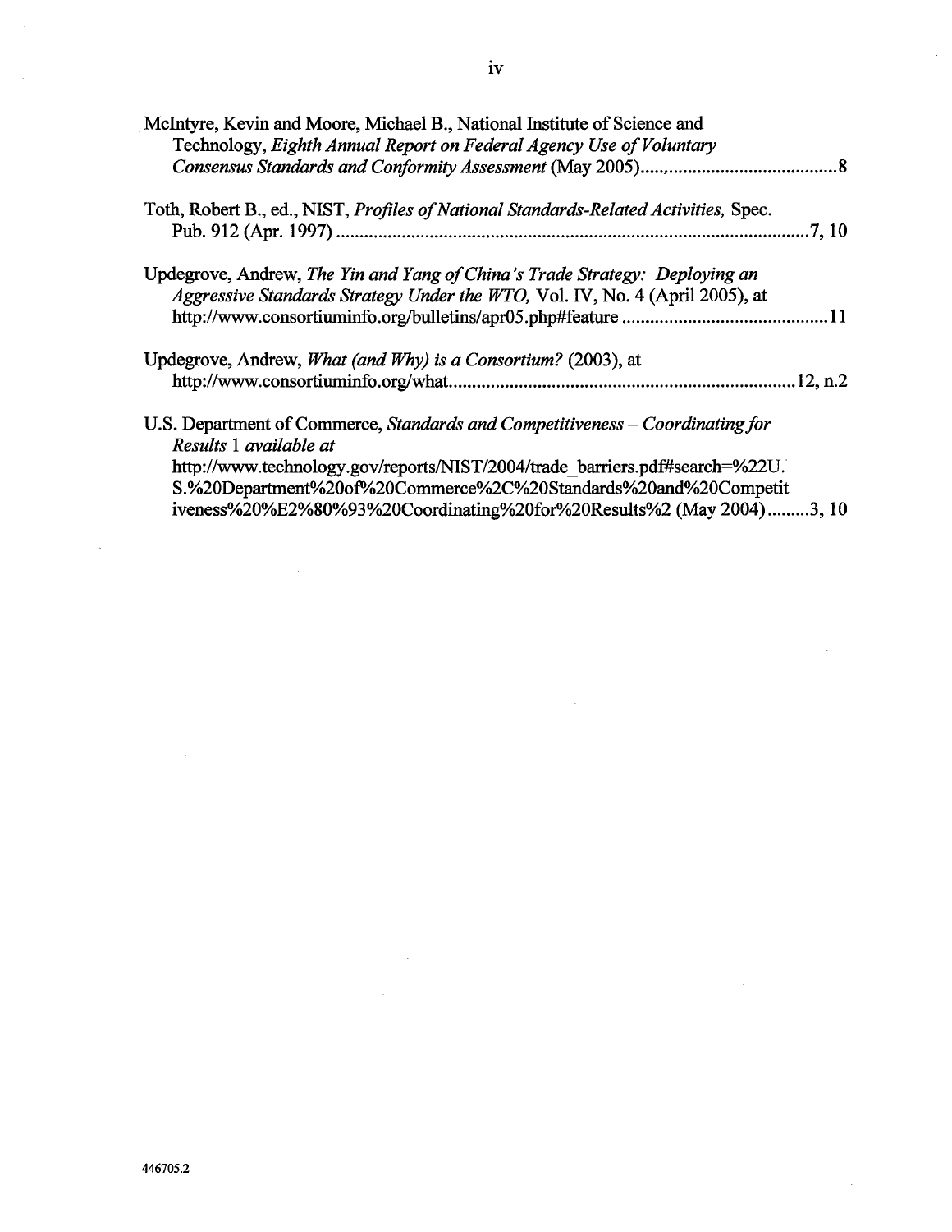McIntyre, Kevin and Moore, Michael B., National Institute of Science and Technology, *Eighth Annual Report on Federal Agency Use of Voluntary Consensus Standards and Conformity Assessment* (May 2005)........................................8

Toth, Robert B., ed., NIST, *Profiles of National Standards-Related Activities,* Spec. Pub. 912 (Apr. 1997) ..........................................................................................7, 10

Updegrove, Andrew, *The Yin and Yang of China's Trade Strategy: Deploying an Aggressive Standards Strategy Under the WTO,* Vol. IV, No. 4 (April 2005), at http://www.consortiuminfo.org/bulletins/apr05.php#feature ............................................11

Updegrove, Andrew, *What (and Why) is a Consortium?* (2003), at http://www.consortiuminfo.org/what.........................................................................12, n.2

U.S. Department of Commerce, *Standards and Competitiveness – Coordinating for Results* 1 *available at* http://www.technology.gov/reports/NIST/2004/trade_barriers.pdf#search=%22U.S.%20Department%20of%20Commerce%2C%20Standards%20and%20Competitiveness%20%E2%80%93%20Coordinating%20for%20Results%2 (May 2004).........3, 10

446705.2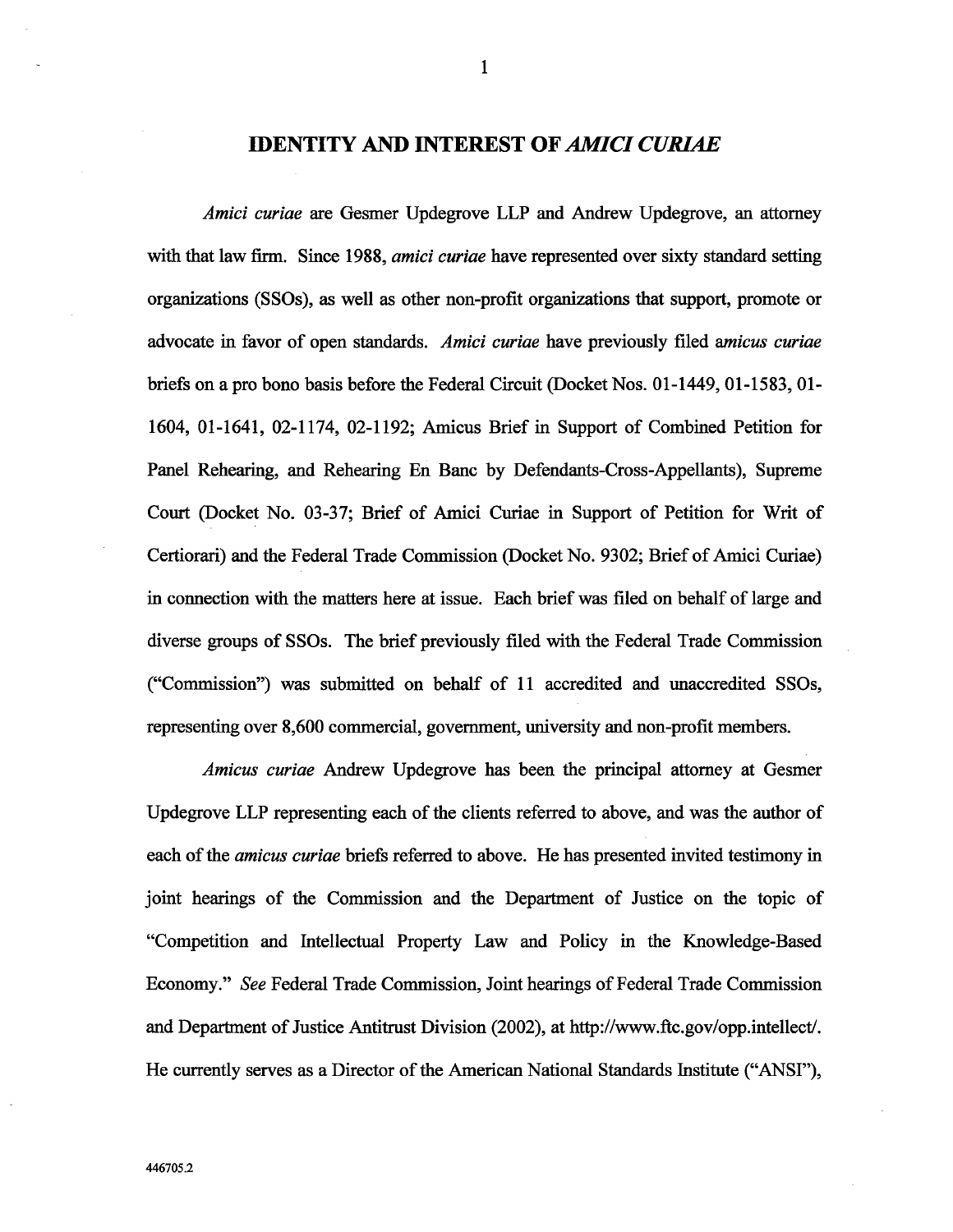## IDENTITY AND INTEREST OF *AMICI CURIAE*

*Amici curiae* are Gesmer Updegrove LLP and Andrew Updegrove, an attorney with that law firm. Since 1988, *amici curiae* have represented over sixty standard setting organizations (SSOs), as well as other non-profit organizations that support, promote or advocate in favor of open standards. *Amici curiae* have previously filed a*micus curiae* briefs on a pro bono basis before the Federal Circuit (Docket Nos. 01-1449, 01-1583, 01-1604, 01-1641, 02-1174, 02-1192; Amicus Brief in Support of Combined Petition for Panel Rehearing, and Rehearing En Banc by Defendants-Cross-Appellants), Supreme Court (Docket No. 03-37; Brief of Amici Curiae in Support of Petition for Writ of Certiorari) and the Federal Trade Commission (Docket No. 9302; Brief of Amici Curiae) in connection with the matters here at issue. Each brief was filed on behalf of large and diverse groups of SSOs. The brief previously filed with the Federal Trade Commission ("Commission") was submitted on behalf of 11 accredited and unaccredited SSOs, representing over 8,600 commercial, government, university and non-profit members.

*Amicus curiae* Andrew Updegrove has been the principal attorney at Gesmer Updegrove LLP representing each of the clients referred to above, and was the author of each of the *amicus curiae* briefs referred to above. He has presented invited testimony in joint hearings of the Commission and the Department of Justice on the topic of "Competition and Intellectual Property Law and Policy in the Knowledge-Based Economy." *See* Federal Trade Commission, Joint hearings of Federal Trade Commission and Department of Justice Antitrust Division (2002), at http://www.ftc.gov/opp.intellect/. He currently serves as a Director of the American National Standards Institute ("ANSI"),

446705.2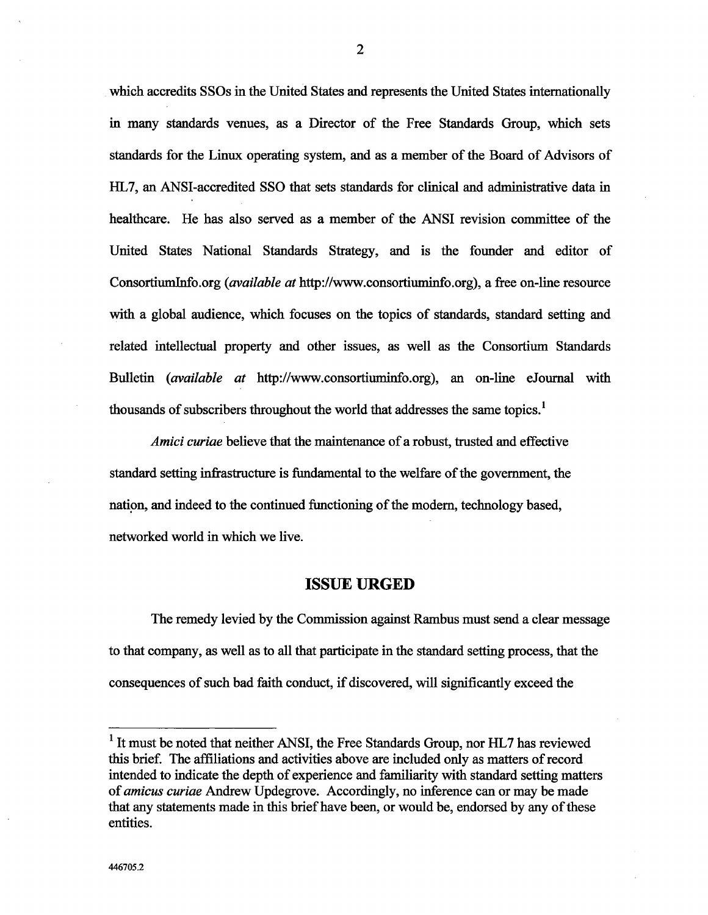which accredits SSOs in the United States and represents the United States internationally in many standards venues, as a Director of the Free Standards Group, which sets standards for the Linux operating system, and as a member of the Board of Advisors of HL7, an ANSI-accredited SSO that sets standards for clinical and administrative data in healthcare. He has also served as a member of the ANSI revision committee of the United States National Standards Strategy, and is the founder and editor of ConsortiumInfo.org (*available at* http://www.consortiuminfo.org), a free on-line resource with a global audience, which focuses on the topics of standards, standard setting and related intellectual property and other issues, as well as the Consortium Standards Bulletin (*available at* http://www.consortiuminfo.org), an on-line eJournal with thousands of subscribers throughout the world that addresses the same topics.[1]

*Amici curiae* believe that the maintenance of a robust, trusted and effective standard setting infrastructure is fundamental to the welfare of the government, the nation, and indeed to the continued functioning of the modern, technology based, networked world in which we live.

## ISSUE URGED

The remedy levied by the Commission against Rambus must send a clear message to that company, as well as to all that participate in the standard setting process, that the consequences of such bad faith conduct, if discovered, will significantly exceed the

---

[1] It must be noted that neither ANSI, the Free Standards Group, nor HL7 has reviewed this brief. The affiliations and activities above are included only as matters of record intended to indicate the depth of experience and familiarity with standard setting matters of *amicus curiae* Andrew Updegrove. Accordingly, no inference can or may be made that any statements made in this brief have been, or would be, endorsed by any of these entities.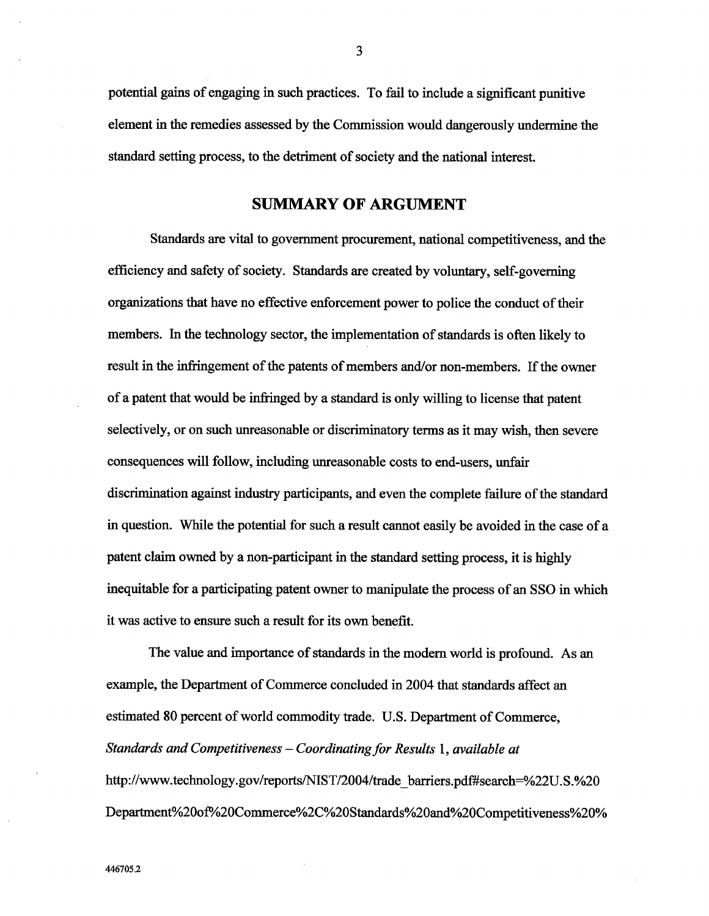potential gains of engaging in such practices. To fail to include a significant punitive element in the remedies assessed by the Commission would dangerously undermine the standard setting process, to the detriment of society and the national interest.

## SUMMARY OF ARGUMENT

Standards are vital to government procurement, national competitiveness, and the efficiency and safety of society. Standards are created by voluntary, self-governing organizations that have no effective enforcement power to police the conduct of their members. In the technology sector, the implementation of standards is often likely to result in the infringement of the patents of members and/or non-members. If the owner of a patent that would be infringed by a standard is only willing to license that patent selectively, or on such unreasonable or discriminatory terms as it may wish, then severe consequences will follow, including unreasonable costs to end-users, unfair discrimination against industry participants, and even the complete failure of the standard in question. While the potential for such a result cannot easily be avoided in the case of a patent claim owned by a non-participant in the standard setting process, it is highly inequitable for a participating patent owner to manipulate the process of an SSO in which it was active to ensure such a result for its own benefit.

The value and importance of standards in the modern world is profound. As an example, the Department of Commerce concluded in 2004 that standards affect an estimated 80 percent of world commodity trade. U.S. Department of Commerce, *Standards and Competitiveness – Coordinating for Results* 1, *available at* http://www.technology.gov/reports/NIST/2004/trade_barriers.pdf#search=%22U.S.%20 Department%20of%20Commerce%2C%20Standards%20and%20Competitiveness%20%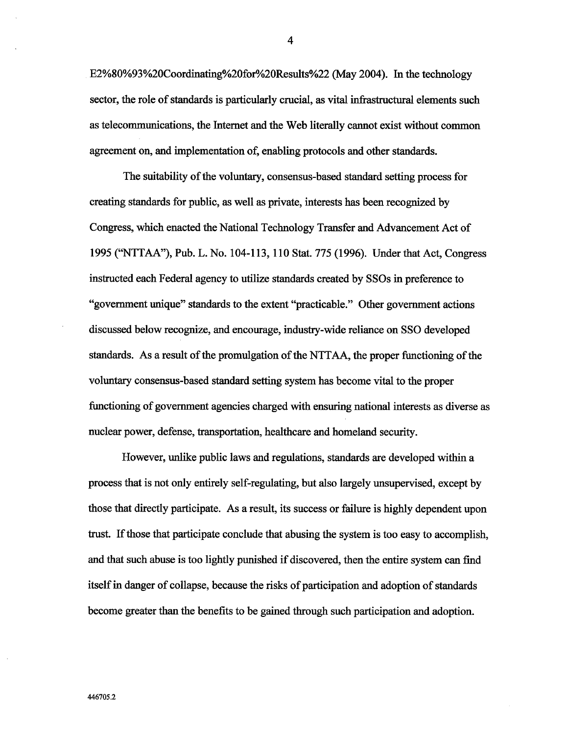E2%80%93%20Coordinating%20for%20Results%22 (May 2004). In the technology sector, the role of standards is particularly crucial, as vital infrastructural elements such as telecommunications, the Internet and the Web literally cannot exist without common agreement on, and implementation of, enabling protocols and other standards.

The suitability of the voluntary, consensus-based standard setting process for creating standards for public, as well as private, interests has been recognized by Congress, which enacted the National Technology Transfer and Advancement Act of 1995 ("NTTAA"), Pub. L. No. 104-113, 110 Stat. 775 (1996). Under that Act, Congress instructed each Federal agency to utilize standards created by SSOs in preference to "government unique" standards to the extent "practicable." Other government actions discussed below recognize, and encourage, industry-wide reliance on SSO developed standards. As a result of the promulgation of the NTTAA, the proper functioning of the voluntary consensus-based standard setting system has become vital to the proper functioning of government agencies charged with ensuring national interests as diverse as nuclear power, defense, transportation, healthcare and homeland security.

However, unlike public laws and regulations, standards are developed within a process that is not only entirely self-regulating, but also largely unsupervised, except by those that directly participate. As a result, its success or failure is highly dependent upon trust. If those that participate conclude that abusing the system is too easy to accomplish, and that such abuse is too lightly punished if discovered, then the entire system can find itself in danger of collapse, because the risks of participation and adoption of standards become greater than the benefits to be gained through such participation and adoption.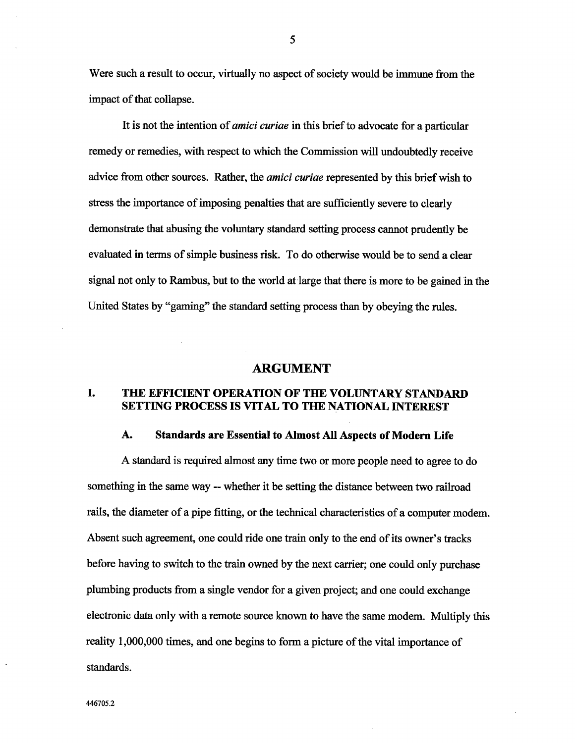Were such a result to occur, virtually no aspect of society would be immune from the impact of that collapse.

It is not the intention of *amici curiae* in this brief to advocate for a particular remedy or remedies, with respect to which the Commission will undoubtedly receive advice from other sources. Rather, the *amici curiae* represented by this brief wish to stress the importance of imposing penalties that are sufficiently severe to clearly demonstrate that abusing the voluntary standard setting process cannot prudently be evaluated in terms of simple business risk. To do otherwise would be to send a clear signal not only to Rambus, but to the world at large that there is more to be gained in the United States by "gaming" the standard setting process than by obeying the rules.

# ARGUMENT

## I. THE EFFICIENT OPERATION OF THE VOLUNTARY STANDARD SETTING PROCESS IS VITAL TO THE NATIONAL INTEREST

### A. Standards are Essential to Almost All Aspects of Modern Life

A standard is required almost any time two or more people need to agree to do something in the same way -- whether it be setting the distance between two railroad rails, the diameter of a pipe fitting, or the technical characteristics of a computer modem. Absent such agreement, one could ride one train only to the end of its owner's tracks before having to switch to the train owned by the next carrier; one could only purchase plumbing products from a single vendor for a given project; and one could exchange electronic data only with a remote source known to have the same modem. Multiply this reality 1,000,000 times, and one begins to form a picture of the vital importance of standards.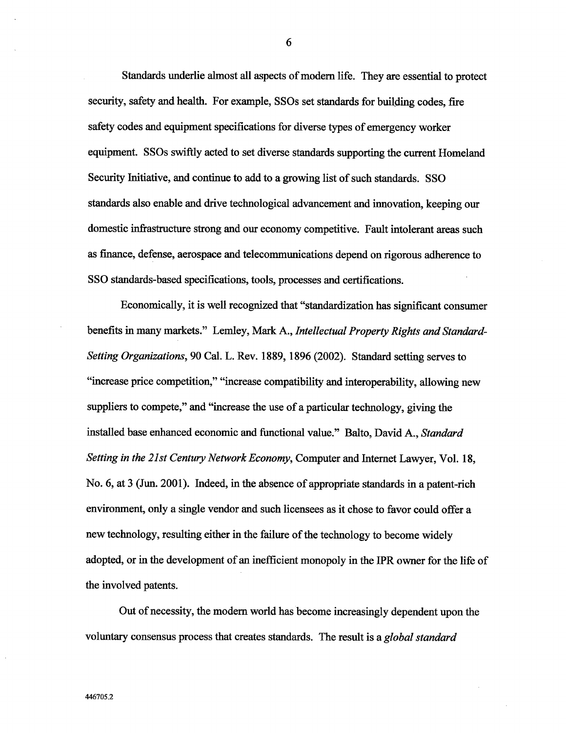Standards underlie almost all aspects of modern life. They are essential to protect security, safety and health. For example, SSOs set standards for building codes, fire safety codes and equipment specifications for diverse types of emergency worker equipment. SSOs swiftly acted to set diverse standards supporting the current Homeland Security Initiative, and continue to add to a growing list of such standards. SSO standards also enable and drive technological advancement and innovation, keeping our domestic infrastructure strong and our economy competitive. Fault intolerant areas such as finance, defense, aerospace and telecommunications depend on rigorous adherence to SSO standards-based specifications, tools, processes and certifications.

Economically, it is well recognized that "standardization has significant consumer benefits in many markets." Lemley, Mark A., *Intellectual Property Rights and Standard-Setting Organizations*, 90 Cal. L. Rev. 1889, 1896 (2002). Standard setting serves to "increase price competition," "increase compatibility and interoperability, allowing new suppliers to compete," and "increase the use of a particular technology, giving the installed base enhanced economic and functional value." Balto, David A., *Standard Setting in the 21st Century Network Economy*, Computer and Internet Lawyer, Vol. 18, No. 6, at 3 (Jun. 2001). Indeed, in the absence of appropriate standards in a patent-rich environment, only a single vendor and such licensees as it chose to favor could offer a new technology, resulting either in the failure of the technology to become widely adopted, or in the development of an inefficient monopoly in the IPR owner for the life of the involved patents.

Out of necessity, the modern world has become increasingly dependent upon the voluntary consensus process that creates standards. The result is a *global standard*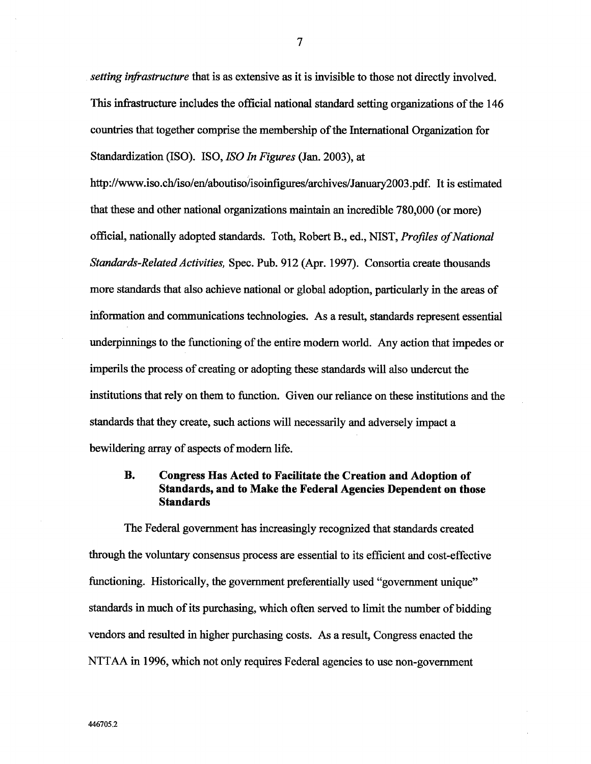*setting infrastructure* that is as extensive as it is invisible to those not directly involved. This infrastructure includes the official national standard setting organizations of the 146 countries that together comprise the membership of the International Organization for Standardization (ISO). ISO, *ISO In Figures* (Jan. 2003), at http://www.iso.ch/iso/en/aboutiso/isoinfigures/archives/January2003.pdf. It is estimated that these and other national organizations maintain an incredible 780,000 (or more) official, nationally adopted standards. Toth, Robert B., ed., NIST, *Profiles of National Standards-Related Activities,* Spec. Pub. 912 (Apr. 1997). Consortia create thousands more standards that also achieve national or global adoption, particularly in the areas of information and communications technologies. As a result, standards represent essential underpinnings to the functioning of the entire modern world. Any action that impedes or imperils the process of creating or adopting these standards will also undercut the institutions that rely on them to function. Given our reliance on these institutions and the standards that they create, such actions will necessarily and adversely impact a bewildering array of aspects of modern life.

### B. Congress Has Acted to Facilitate the Creation and Adoption of Standards, and to Make the Federal Agencies Dependent on those Standards

The Federal government has increasingly recognized that standards created through the voluntary consensus process are essential to its efficient and cost-effective functioning. Historically, the government preferentially used "government unique" standards in much of its purchasing, which often served to limit the number of bidding vendors and resulted in higher purchasing costs. As a result, Congress enacted the NTTAA in 1996, which not only requires Federal agencies to use non-government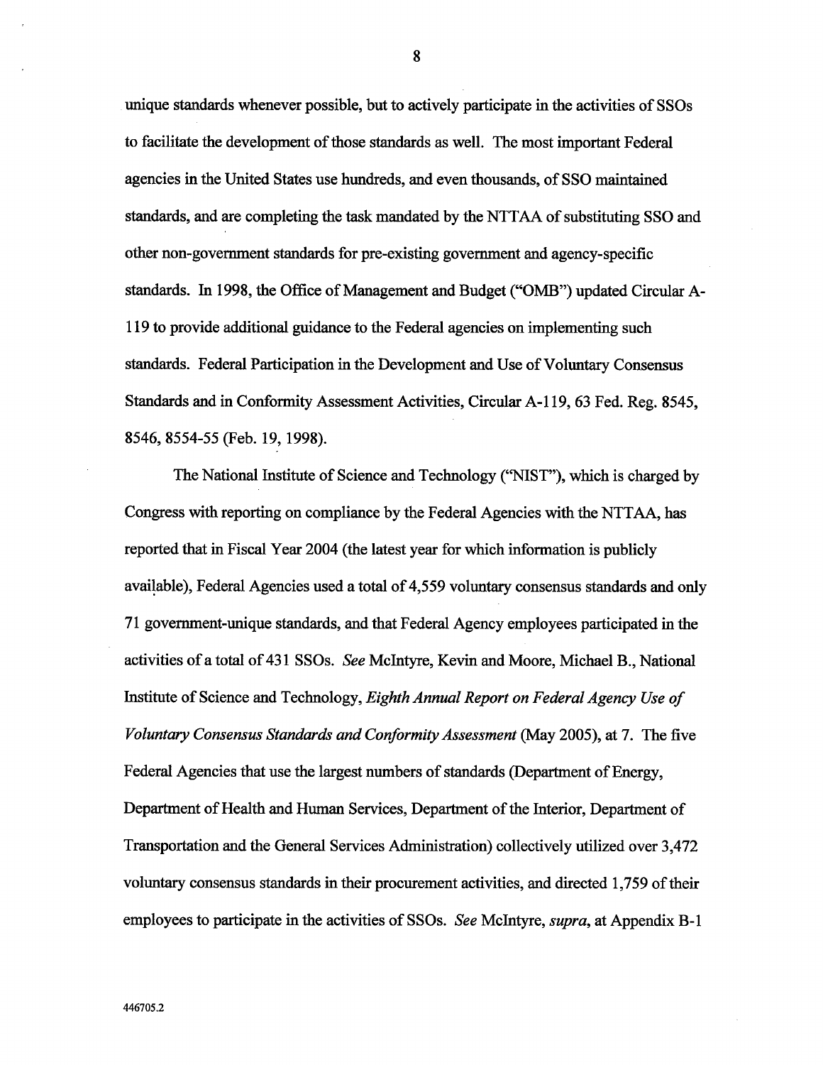unique standards whenever possible, but to actively participate in the activities of SSOs to facilitate the development of those standards as well. The most important Federal agencies in the United States use hundreds, and even thousands, of SSO maintained standards, and are completing the task mandated by the NTTAA of substituting SSO and other non-government standards for pre-existing government and agency-specific standards. In 1998, the Office of Management and Budget ("OMB") updated Circular A-119 to provide additional guidance to the Federal agencies on implementing such standards. Federal Participation in the Development and Use of Voluntary Consensus Standards and in Conformity Assessment Activities, Circular A-119, 63 Fed. Reg. 8545, 8546, 8554-55 (Feb. 19, 1998).

The National Institute of Science and Technology ("NIST"), which is charged by Congress with reporting on compliance by the Federal Agencies with the NTTAA, has reported that in Fiscal Year 2004 (the latest year for which information is publicly available), Federal Agencies used a total of 4,559 voluntary consensus standards and only 71 government-unique standards, and that Federal Agency employees participated in the activities of a total of 431 SSOs. *See* McIntyre, Kevin and Moore, Michael B., National Institute of Science and Technology, *Eighth Annual Report on Federal Agency Use of Voluntary Consensus Standards and Conformity Assessment* (May 2005), at 7. The five Federal Agencies that use the largest numbers of standards (Department of Energy, Department of Health and Human Services, Department of the Interior, Department of Transportation and the General Services Administration) collectively utilized over 3,472 voluntary consensus standards in their procurement activities, and directed 1,759 of their employees to participate in the activities of SSOs. *See* McIntyre, *supra*, at Appendix B-1

446705.2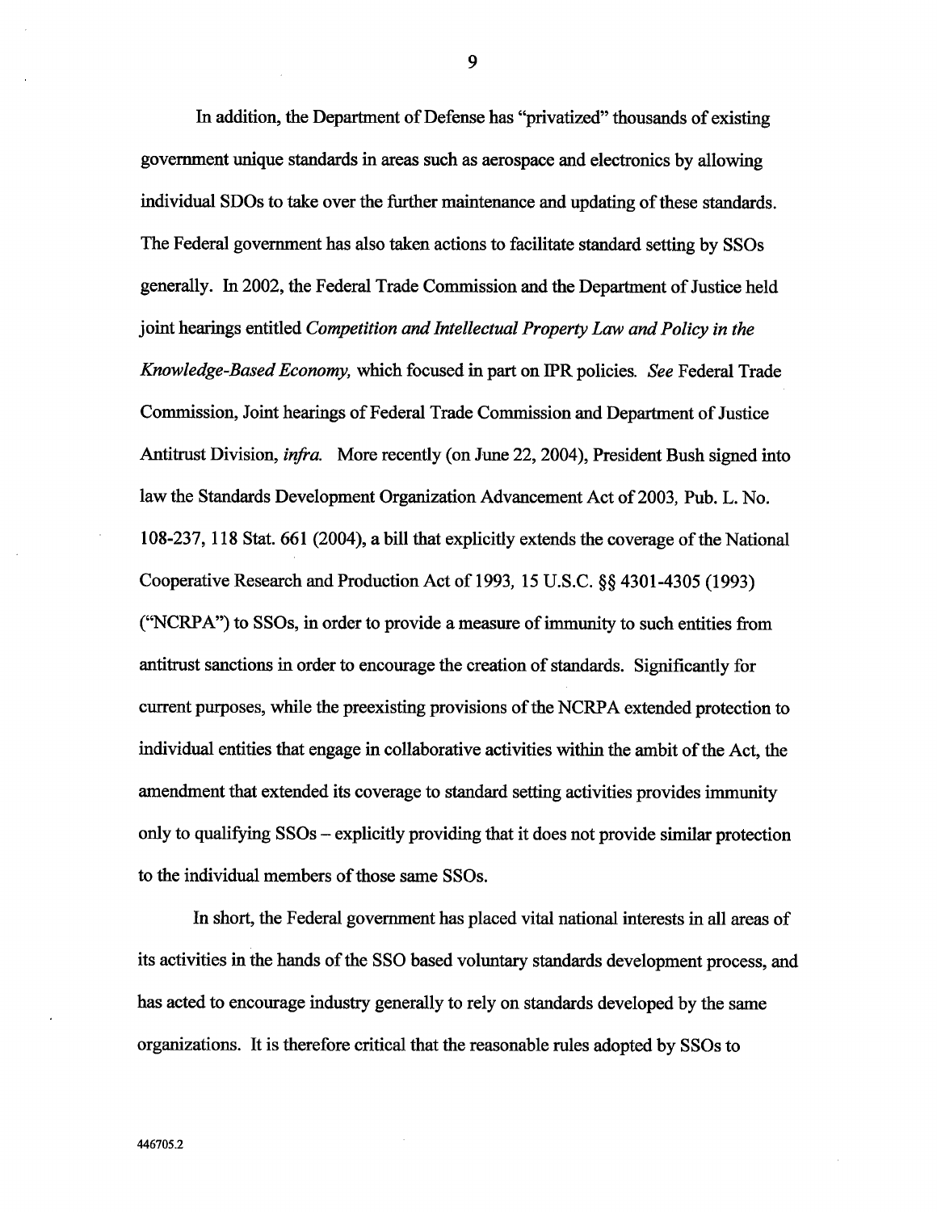In addition, the Department of Defense has "privatized" thousands of existing government unique standards in areas such as aerospace and electronics by allowing individual SDOs to take over the further maintenance and updating of these standards. The Federal government has also taken actions to facilitate standard setting by SSOs generally. In 2002, the Federal Trade Commission and the Department of Justice held joint hearings entitled *Competition and Intellectual Property Law and Policy in the Knowledge-Based Economy,* which focused in part on IPR policies. *See* Federal Trade Commission, Joint hearings of Federal Trade Commission and Department of Justice Antitrust Division, *infra.* More recently (on June 22, 2004), President Bush signed into law the Standards Development Organization Advancement Act of 2003, Pub. L. No. 108-237, 118 Stat. 661 (2004), a bill that explicitly extends the coverage of the National Cooperative Research and Production Act of 1993, 15 U.S.C. §§ 4301-4305 (1993) ("NCRPA") to SSOs, in order to provide a measure of immunity to such entities from antitrust sanctions in order to encourage the creation of standards. Significantly for current purposes, while the preexisting provisions of the NCRPA extended protection to individual entities that engage in collaborative activities within the ambit of the Act, the amendment that extended its coverage to standard setting activities provides immunity only to qualifying SSOs – explicitly providing that it does not provide similar protection to the individual members of those same SSOs.

In short, the Federal government has placed vital national interests in all areas of its activities in the hands of the SSO based voluntary standards development process, and has acted to encourage industry generally to rely on standards developed by the same organizations. It is therefore critical that the reasonable rules adopted by SSOs to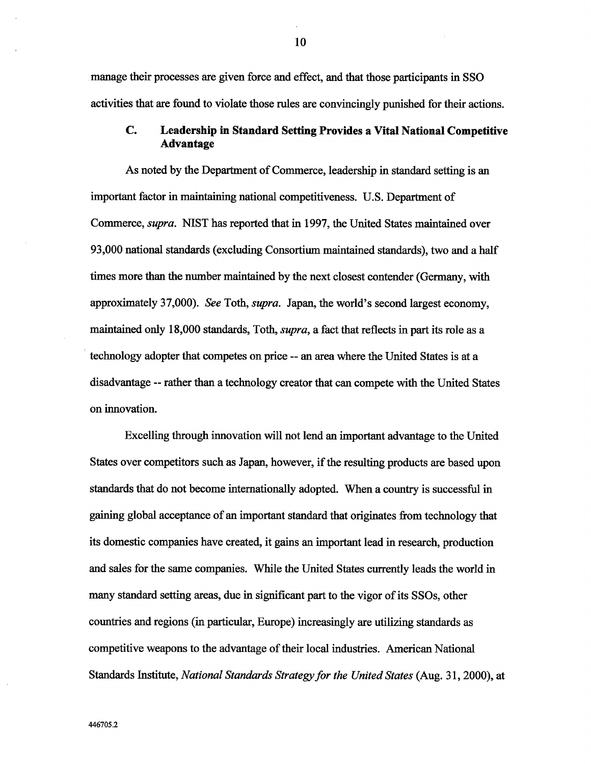manage their processes are given force and effect, and that those participants in SSO activities that are found to violate those rules are convincingly punished for their actions.

### C. Leadership in Standard Setting Provides a Vital National Competitive Advantage

As noted by the Department of Commerce, leadership in standard setting is an important factor in maintaining national competitiveness. U.S. Department of Commerce, *supra*. NIST has reported that in 1997, the United States maintained over 93,000 national standards (excluding Consortium maintained standards), two and a half times more than the number maintained by the next closest contender (Germany, with approximately 37,000). *See* Toth, *supra*. Japan, the world's second largest economy, maintained only 18,000 standards, Toth, *supra*, a fact that reflects in part its role as a technology adopter that competes on price -- an area where the United States is at a disadvantage -- rather than a technology creator that can compete with the United States on innovation.

Excelling through innovation will not lend an important advantage to the United States over competitors such as Japan, however, if the resulting products are based upon standards that do not become internationally adopted. When a country is successful in gaining global acceptance of an important standard that originates from technology that its domestic companies have created, it gains an important lead in research, production and sales for the same companies. While the United States currently leads the world in many standard setting areas, due in significant part to the vigor of its SSOs, other countries and regions (in particular, Europe) increasingly are utilizing standards as competitive weapons to the advantage of their local industries. American National Standards Institute, *National Standards Strategy for the United States* (Aug. 31, 2000), at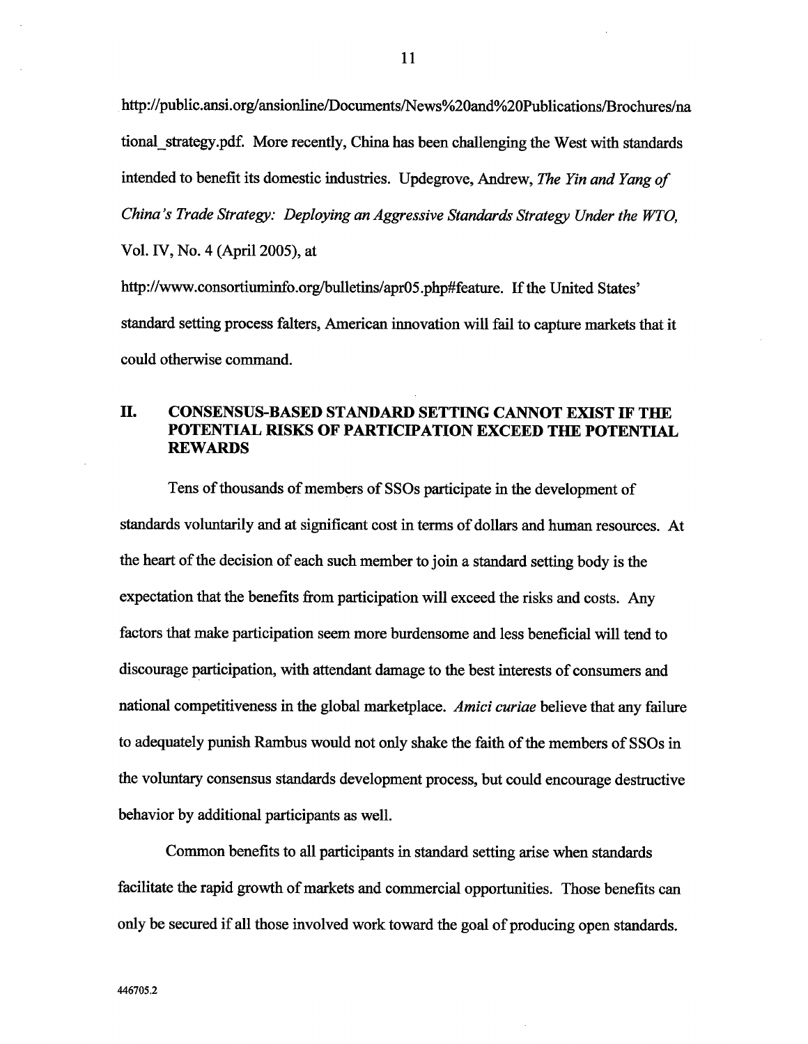http://public.ansi.org/ansionline/Documents/News%20and%20Publications/Brochures/national_strategy.pdf. More recently, China has been challenging the West with standards intended to benefit its domestic industries. Updegrove, Andrew, *The Yin and Yang of China's Trade Strategy: Deploying an Aggressive Standards Strategy Under the WTO*, Vol. IV, No. 4 (April 2005), at http://www.consortiuminfo.org/bulletins/apr05.php#feature. If the United States' standard setting process falters, American innovation will fail to capture markets that it could otherwise command.

## II. CONSENSUS-BASED STANDARD SETTING CANNOT EXIST IF THE POTENTIAL RISKS OF PARTICIPATION EXCEED THE POTENTIAL REWARDS

Tens of thousands of members of SSOs participate in the development of standards voluntarily and at significant cost in terms of dollars and human resources. At the heart of the decision of each such member to join a standard setting body is the expectation that the benefits from participation will exceed the risks and costs. Any factors that make participation seem more burdensome and less beneficial will tend to discourage participation, with attendant damage to the best interests of consumers and national competitiveness in the global marketplace. *Amici curiae* believe that any failure to adequately punish Rambus would not only shake the faith of the members of SSOs in the voluntary consensus standards development process, but could encourage destructive behavior by additional participants as well.

Common benefits to all participants in standard setting arise when standards facilitate the rapid growth of markets and commercial opportunities. Those benefits can only be secured if all those involved work toward the goal of producing open standards.

446705.2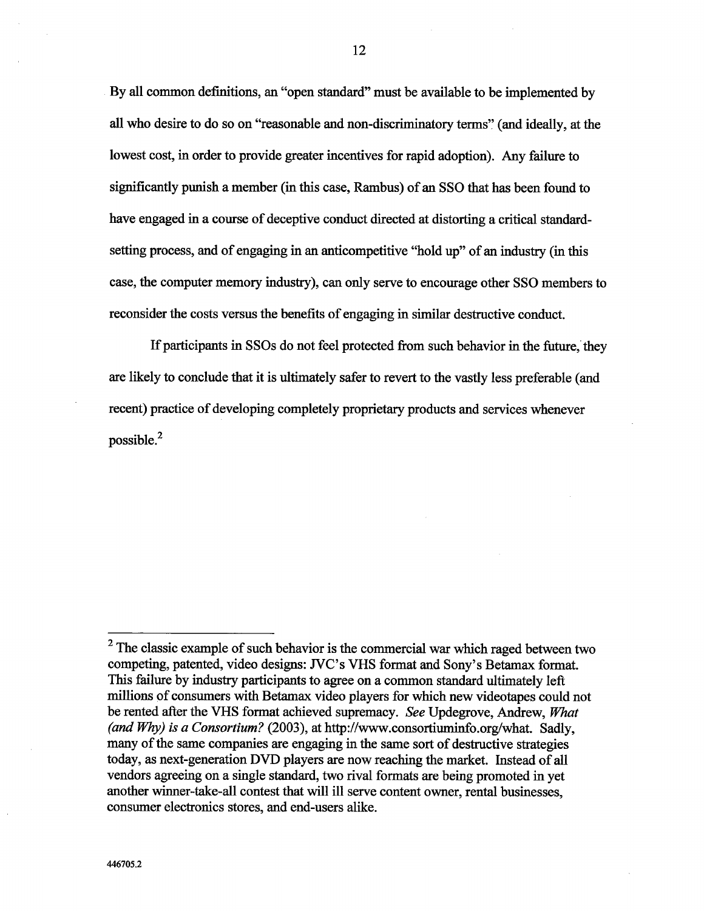By all common definitions, an "open standard" must be available to be implemented by all who desire to do so on "reasonable and non-discriminatory terms" (and ideally, at the lowest cost, in order to provide greater incentives for rapid adoption). Any failure to significantly punish a member (in this case, Rambus) of an SSO that has been found to have engaged in a course of deceptive conduct directed at distorting a critical standard-setting process, and of engaging in an anticompetitive "hold up" of an industry (in this case, the computer memory industry), can only serve to encourage other SSO members to reconsider the costs versus the benefits of engaging in similar destructive conduct.

If participants in SSOs do not feel protected from such behavior in the future, they are likely to conclude that it is ultimately safer to revert to the vastly less preferable (and recent) practice of developing completely proprietary products and services whenever possible.[2]

---

[2] The classic example of such behavior is the commercial war which raged between two competing, patented, video designs: JVC's VHS format and Sony's Betamax format. This failure by industry participants to agree on a common standard ultimately left millions of consumers with Betamax video players for which new videotapes could not be rented after the VHS format achieved supremacy. *See* Updegrove, Andrew, *What (and Why) is a Consortium?* (2003), at http://www.consortiuminfo.org/what. Sadly, many of the same companies are engaging in the same sort of destructive strategies today, as next-generation DVD players are now reaching the market. Instead of all vendors agreeing on a single standard, two rival formats are being promoted in yet another winner-take-all contest that will ill serve content owner, rental businesses, consumer electronics stores, and end-users alike.

446705.2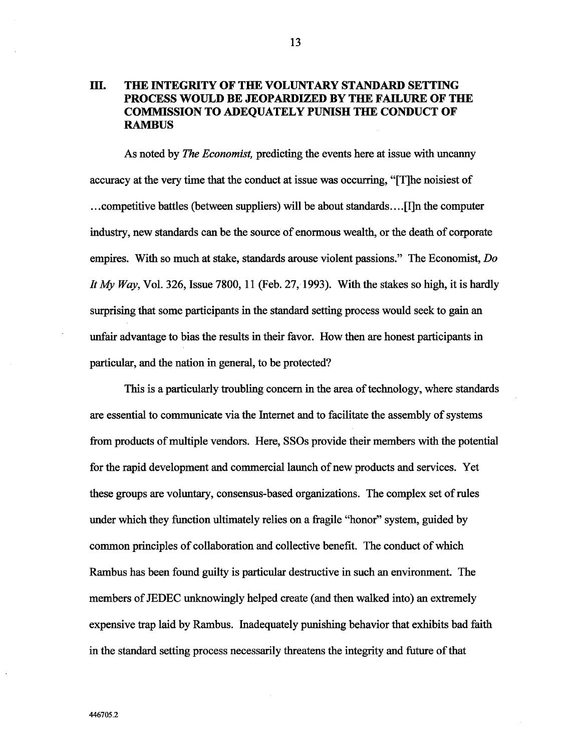## III. THE INTEGRITY OF THE VOLUNTARY STANDARD SETTING PROCESS WOULD BE JEOPARDIZED BY THE FAILURE OF THE COMMISSION TO ADEQUATELY PUNISH THE CONDUCT OF RAMBUS

As noted by *The Economist,* predicting the events here at issue with uncanny accuracy at the very time that the conduct at issue was occurring, "[T]he noisiest of …competitive battles (between suppliers) will be about standards….[I]n the computer industry, new standards can be the source of enormous wealth, or the death of corporate empires. With so much at stake, standards arouse violent passions." The Economist, *Do It My Way*, Vol. 326, Issue 7800, 11 (Feb. 27, 1993). With the stakes so high, it is hardly surprising that some participants in the standard setting process would seek to gain an unfair advantage to bias the results in their favor. How then are honest participants in particular, and the nation in general, to be protected?

This is a particularly troubling concern in the area of technology, where standards are essential to communicate via the Internet and to facilitate the assembly of systems from products of multiple vendors. Here, SSOs provide their members with the potential for the rapid development and commercial launch of new products and services. Yet these groups are voluntary, consensus-based organizations. The complex set of rules under which they function ultimately relies on a fragile "honor" system, guided by common principles of collaboration and collective benefit. The conduct of which Rambus has been found guilty is particular destructive in such an environment. The members of JEDEC unknowingly helped create (and then walked into) an extremely expensive trap laid by Rambus. Inadequately punishing behavior that exhibits bad faith in the standard setting process necessarily threatens the integrity and future of that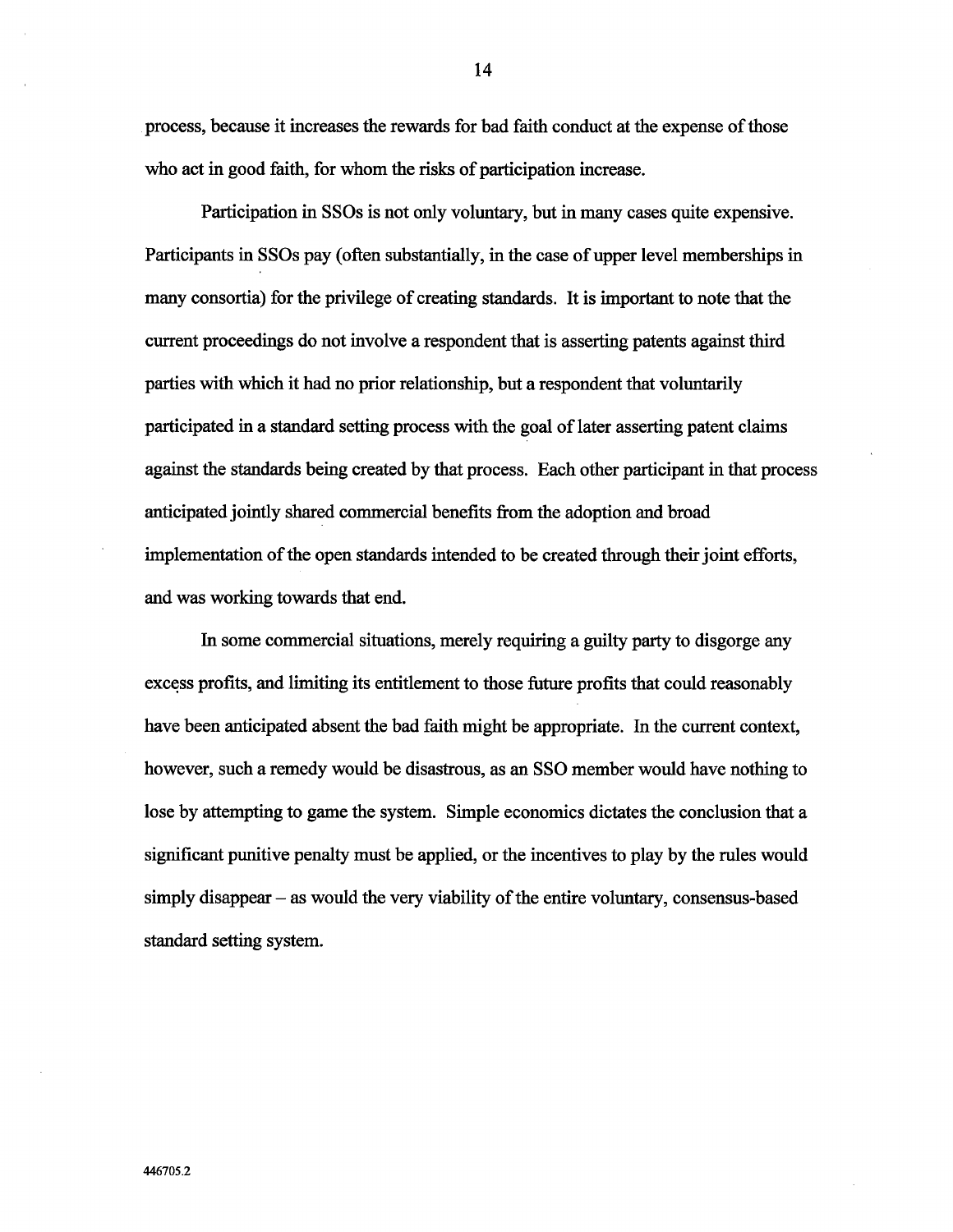process, because it increases the rewards for bad faith conduct at the expense of those who act in good faith, for whom the risks of participation increase.

Participation in SSOs is not only voluntary, but in many cases quite expensive. Participants in SSOs pay (often substantially, in the case of upper level memberships in many consortia) for the privilege of creating standards. It is important to note that the current proceedings do not involve a respondent that is asserting patents against third parties with which it had no prior relationship, but a respondent that voluntarily participated in a standard setting process with the goal of later asserting patent claims against the standards being created by that process. Each other participant in that process anticipated jointly shared commercial benefits from the adoption and broad implementation of the open standards intended to be created through their joint efforts, and was working towards that end.

In some commercial situations, merely requiring a guilty party to disgorge any excess profits, and limiting its entitlement to those future profits that could reasonably have been anticipated absent the bad faith might be appropriate. In the current context, however, such a remedy would be disastrous, as an SSO member would have nothing to lose by attempting to game the system. Simple economics dictates the conclusion that a significant punitive penalty must be applied, or the incentives to play by the rules would simply disappear – as would the very viability of the entire voluntary, consensus-based standard setting system.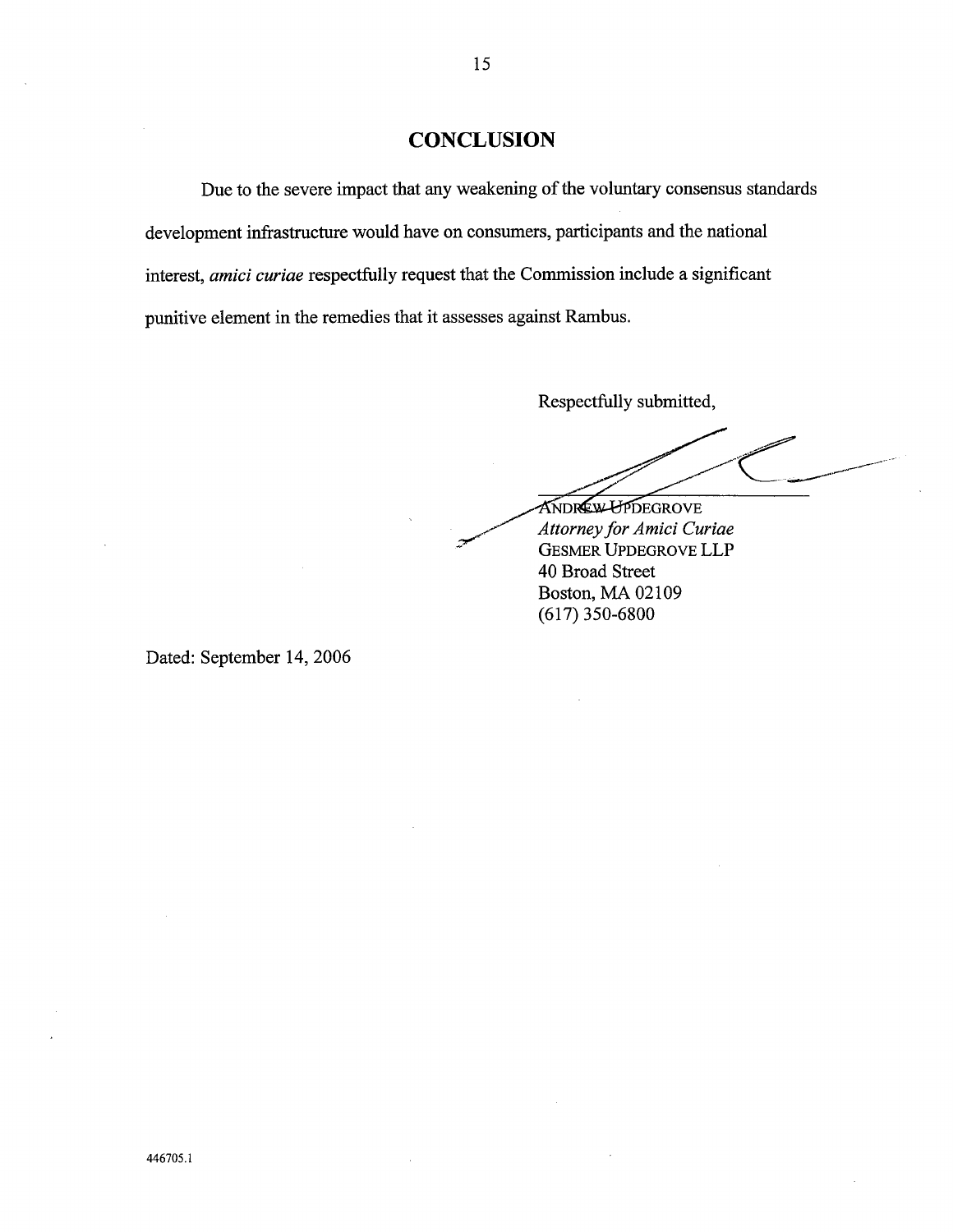# CONCLUSION

Due to the severe impact that any weakening of the voluntary consensus standards development infrastructure would have on consumers, participants and the national interest, *amici curiae* respectfully request that the Commission include a significant punitive element in the remedies that it assesses against Rambus.

Respectfully submitted,

ANDREW UPDEGROVE
*Attorney for Amici Curiae*
GESMER UPDEGROVE LLP
40 Broad Street
Boston, MA 02109
(617) 350-6800

Dated: September 14, 2006

446705.1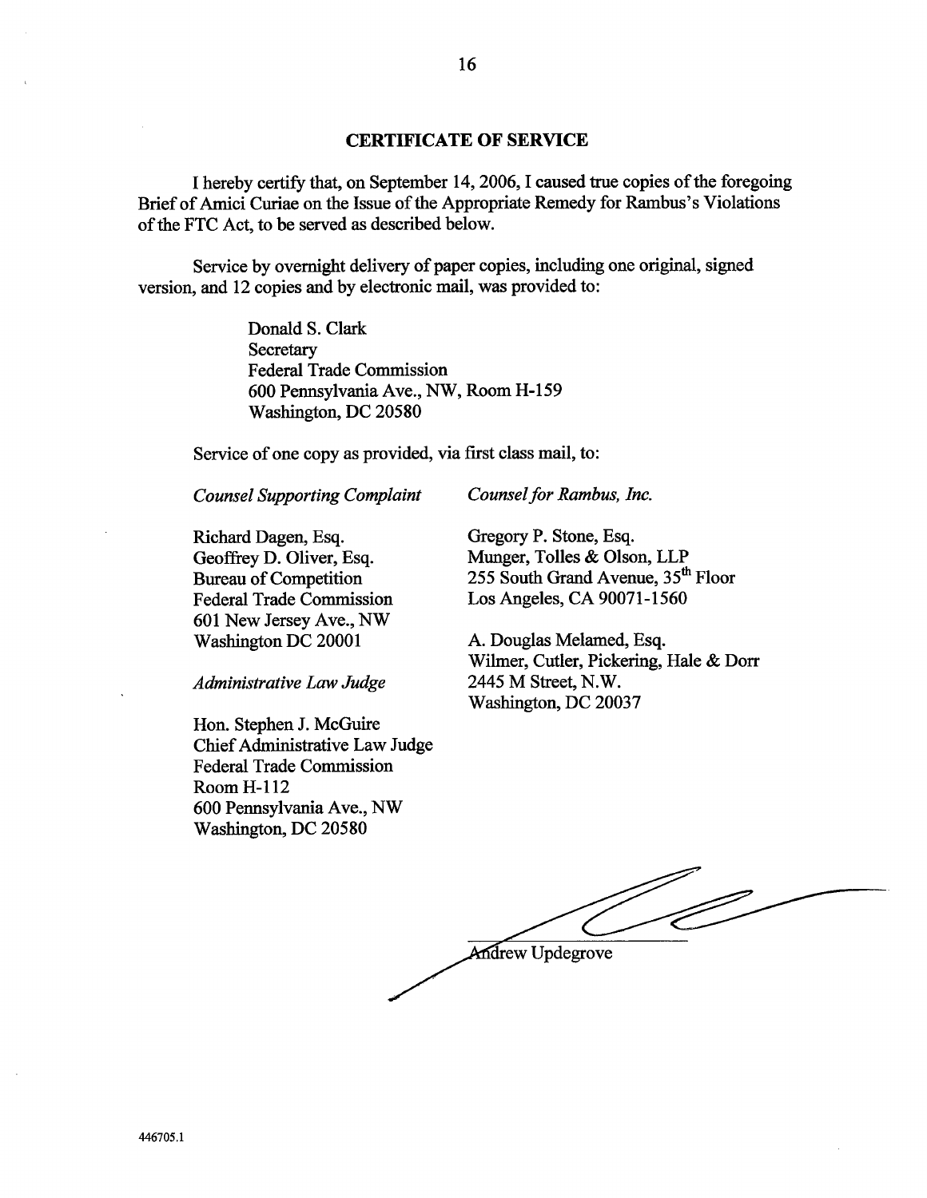## CERTIFICATE OF SERVICE

I hereby certify that, on September 14, 2006, I caused true copies of the foregoing Brief of Amici Curiae on the Issue of the Appropriate Remedy for Rambus's Violations of the FTC Act, to be served as described below.

Service by overnight delivery of paper copies, including one original, signed version, and 12 copies and by electronic mail, was provided to:

Donald S. Clark
Secretary
Federal Trade Commission
600 Pennsylvania Ave., NW, Room H-159
Washington, DC 20580

Service of one copy as provided, via first class mail, to:

*Counsel Supporting Complaint*

Richard Dagen, Esq.
Geoffrey D. Oliver, Esq.
Bureau of Competition
Federal Trade Commission
601 New Jersey Ave., NW
Washington DC 20001

*Administrative Law Judge*

Hon. Stephen J. McGuire
Chief Administrative Law Judge
Federal Trade Commission
Room H-112
600 Pennsylvania Ave., NW
Washington, DC 20580

*Counsel for Rambus, Inc.*

Gregory P. Stone, Esq.
Munger, Tolles & Olson, LLP
255 South Grand Avenue, 35th Floor
Los Angeles, CA 90071-1560

A. Douglas Melamed, Esq.
Wilmer, Cutler, Pickering, Hale & Dorr
2445 M Street, N.W.
Washington, DC 20037

Andrew Updegrove

446705.1